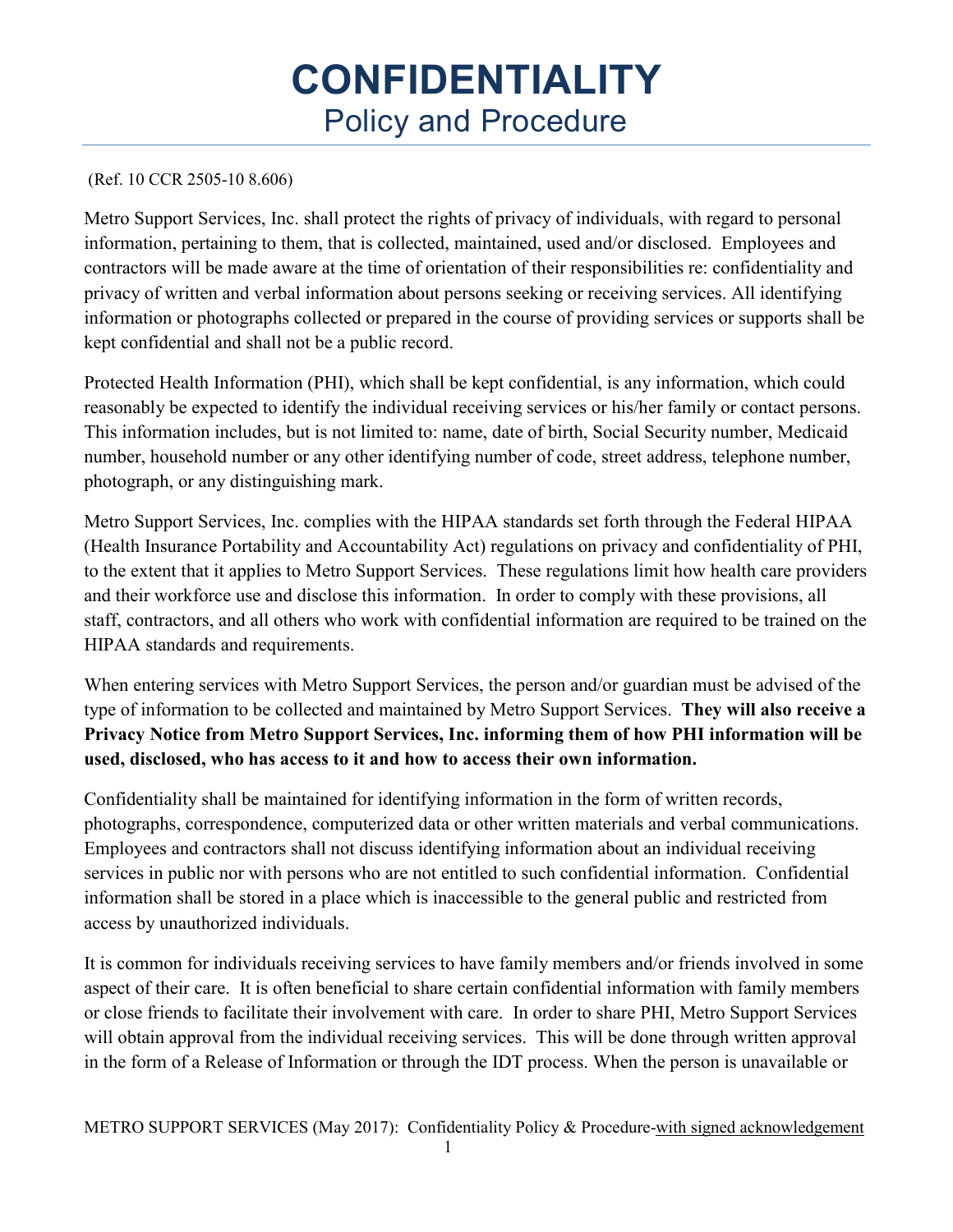# CONFIDENTIALITY
## Policy and Procedure

(Ref. 10 CCR 2505-10 8.606)

Metro Support Services, Inc. shall protect the rights of privacy of individuals, with regard to personal information, pertaining to them, that is collected, maintained, used and/or disclosed. Employees and contractors will be made aware at the time of orientation of their responsibilities re: confidentiality and privacy of written and verbal information about persons seeking or receiving services. All identifying information or photographs collected or prepared in the course of providing services or supports shall be kept confidential and shall not be a public record.

Protected Health Information (PHI), which shall be kept confidential, is any information, which could reasonably be expected to identify the individual receiving services or his/her family or contact persons. This information includes, but is not limited to: name, date of birth, Social Security number, Medicaid number, household number or any other identifying number of code, street address, telephone number, photograph, or any distinguishing mark.

Metro Support Services, Inc. complies with the HIPAA standards set forth through the Federal HIPAA (Health Insurance Portability and Accountability Act) regulations on privacy and confidentiality of PHI, to the extent that it applies to Metro Support Services. These regulations limit how health care providers and their workforce use and disclose this information. In order to comply with these provisions, all staff, contractors, and all others who work with confidential information are required to be trained on the HIPAA standards and requirements.

When entering services with Metro Support Services, the person and/or guardian must be advised of the type of information to be collected and maintained by Metro Support Services. **They will also receive a Privacy Notice from Metro Support Services, Inc. informing them of how PHI information will be used, disclosed, who has access to it and how to access their own information.**

Confidentiality shall be maintained for identifying information in the form of written records, photographs, correspondence, computerized data or other written materials and verbal communications. Employees and contractors shall not discuss identifying information about an individual receiving services in public nor with persons who are not entitled to such confidential information. Confidential information shall be stored in a place which is inaccessible to the general public and restricted from access by unauthorized individuals.

It is common for individuals receiving services to have family members and/or friends involved in some aspect of their care. It is often beneficial to share certain confidential information with family members or close friends to facilitate their involvement with care. In order to share PHI, Metro Support Services will obtain approval from the individual receiving services. This will be done through written approval in the form of a Release of Information or through the IDT process. When the person is unavailable or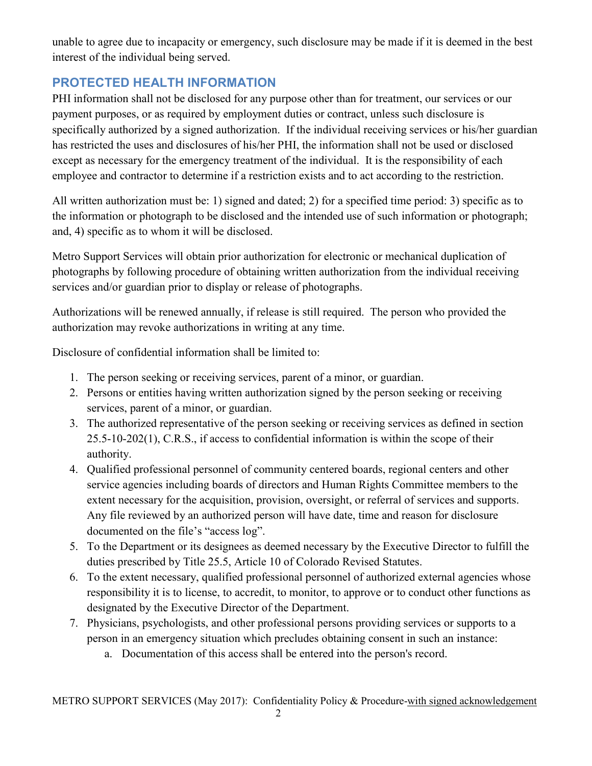unable to agree due to incapacity or emergency, such disclosure may be made if it is deemed in the best interest of the individual being served.

## PROTECTED HEALTH INFORMATION

PHI information shall not be disclosed for any purpose other than for treatment, our services or our payment purposes, or as required by employment duties or contract, unless such disclosure is specifically authorized by a signed authorization. If the individual receiving services or his/her guardian has restricted the uses and disclosures of his/her PHI, the information shall not be used or disclosed except as necessary for the emergency treatment of the individual. It is the responsibility of each employee and contractor to determine if a restriction exists and to act according to the restriction.

All written authorization must be: 1) signed and dated; 2) for a specified time period: 3) specific as to the information or photograph to be disclosed and the intended use of such information or photograph; and, 4) specific as to whom it will be disclosed.

Metro Support Services will obtain prior authorization for electronic or mechanical duplication of photographs by following procedure of obtaining written authorization from the individual receiving services and/or guardian prior to display or release of photographs.

Authorizations will be renewed annually, if release is still required. The person who provided the authorization may revoke authorizations in writing at any time.

Disclosure of confidential information shall be limited to:

1. The person seeking or receiving services, parent of a minor, or guardian.
2. Persons or entities having written authorization signed by the person seeking or receiving services, parent of a minor, or guardian.
3. The authorized representative of the person seeking or receiving services as defined in section 25.5-10-202(1), C.R.S., if access to confidential information is within the scope of their authority.
4. Qualified professional personnel of community centered boards, regional centers and other service agencies including boards of directors and Human Rights Committee members to the extent necessary for the acquisition, provision, oversight, or referral of services and supports. Any file reviewed by an authorized person will have date, time and reason for disclosure documented on the file's "access log".
5. To the Department or its designees as deemed necessary by the Executive Director to fulfill the duties prescribed by Title 25.5, Article 10 of Colorado Revised Statutes.
6. To the extent necessary, qualified professional personnel of authorized external agencies whose responsibility it is to license, to accredit, to monitor, to approve or to conduct other functions as designated by the Executive Director of the Department.
7. Physicians, psychologists, and other professional persons providing services or supports to a person in an emergency situation which precludes obtaining consent in such an instance:
    a. Documentation of this access shall be entered into the person's record.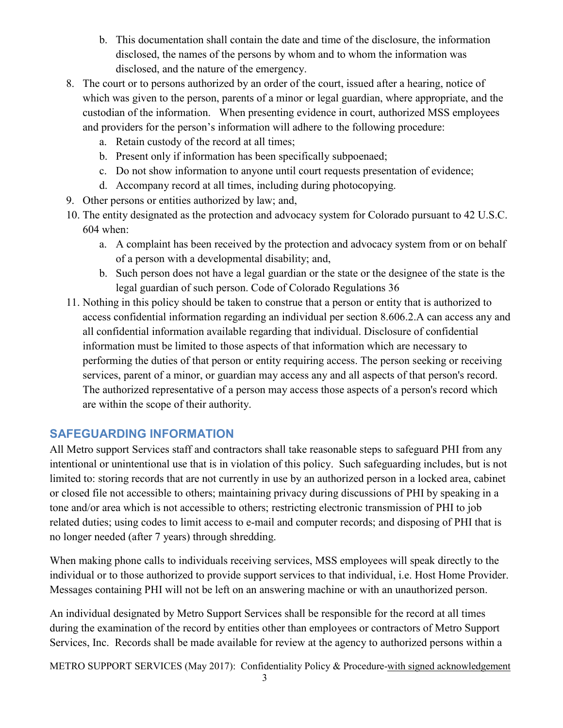b. This documentation shall contain the date and time of the disclosure, the information disclosed, the names of the persons by whom and to whom the information was disclosed, and the nature of the emergency.

8. The court or to persons authorized by an order of the court, issued after a hearing, notice of which was given to the person, parents of a minor or legal guardian, where appropriate, and the custodian of the information. When presenting evidence in court, authorized MSS employees and providers for the person's information will adhere to the following procedure:
   a. Retain custody of the record at all times;
   b. Present only if information has been specifically subpoenaed;
   c. Do not show information to anyone until court requests presentation of evidence;
   d. Accompany record at all times, including during photocopying.
9. Other persons or entities authorized by law; and,
10. The entity designated as the protection and advocacy system for Colorado pursuant to 42 U.S.C. 604 when:
    a. A complaint has been received by the protection and advocacy system from or on behalf of a person with a developmental disability; and,
    b. Such person does not have a legal guardian or the state or the designee of the state is the legal guardian of such person. Code of Colorado Regulations 36
11. Nothing in this policy should be taken to construe that a person or entity that is authorized to access confidential information regarding an individual per section 8.606.2.A can access any and all confidential information available regarding that individual. Disclosure of confidential information must be limited to those aspects of that information which are necessary to performing the duties of that person or entity requiring access. The person seeking or receiving services, parent of a minor, or guardian may access any and all aspects of that person's record. The authorized representative of a person may access those aspects of a person's record which are within the scope of their authority.

## SAFEGUARDING INFORMATION

All Metro support Services staff and contractors shall take reasonable steps to safeguard PHI from any intentional or unintentional use that is in violation of this policy. Such safeguarding includes, but is not limited to: storing records that are not currently in use by an authorized person in a locked area, cabinet or closed file not accessible to others; maintaining privacy during discussions of PHI by speaking in a tone and/or area which is not accessible to others; restricting electronic transmission of PHI to job related duties; using codes to limit access to e-mail and computer records; and disposing of PHI that is no longer needed (after 7 years) through shredding.

When making phone calls to individuals receiving services, MSS employees will speak directly to the individual or to those authorized to provide support services to that individual, i.e. Host Home Provider. Messages containing PHI will not be left on an answering machine or with an unauthorized person.

An individual designated by Metro Support Services shall be responsible for the record at all times during the examination of the record by entities other than employees or contractors of Metro Support Services, Inc. Records shall be made available for review at the agency to authorized persons within a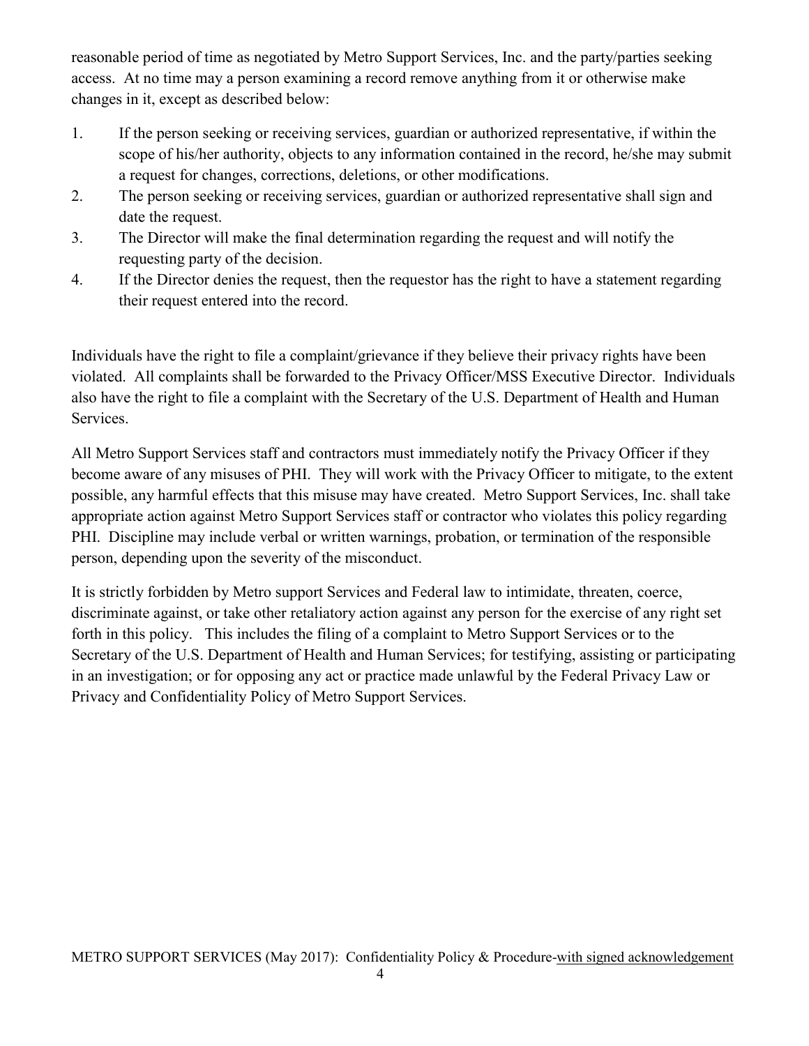reasonable period of time as negotiated by Metro Support Services, Inc. and the party/parties seeking access. At no time may a person examining a record remove anything from it or otherwise make changes in it, except as described below:

1. If the person seeking or receiving services, guardian or authorized representative, if within the scope of his/her authority, objects to any information contained in the record, he/she may submit a request for changes, corrections, deletions, or other modifications.
2. The person seeking or receiving services, guardian or authorized representative shall sign and date the request.
3. The Director will make the final determination regarding the request and will notify the requesting party of the decision.
4. If the Director denies the request, then the requestor has the right to have a statement regarding their request entered into the record.

Individuals have the right to file a complaint/grievance if they believe their privacy rights have been violated. All complaints shall be forwarded to the Privacy Officer/MSS Executive Director. Individuals also have the right to file a complaint with the Secretary of the U.S. Department of Health and Human Services.

All Metro Support Services staff and contractors must immediately notify the Privacy Officer if they become aware of any misuses of PHI. They will work with the Privacy Officer to mitigate, to the extent possible, any harmful effects that this misuse may have created. Metro Support Services, Inc. shall take appropriate action against Metro Support Services staff or contractor who violates this policy regarding PHI. Discipline may include verbal or written warnings, probation, or termination of the responsible person, depending upon the severity of the misconduct.

It is strictly forbidden by Metro support Services and Federal law to intimidate, threaten, coerce, discriminate against, or take other retaliatory action against any person for the exercise of any right set forth in this policy. This includes the filing of a complaint to Metro Support Services or to the Secretary of the U.S. Department of Health and Human Services; for testifying, assisting or participating in an investigation; or for opposing any act or practice made unlawful by the Federal Privacy Law or Privacy and Confidentiality Policy of Metro Support Services.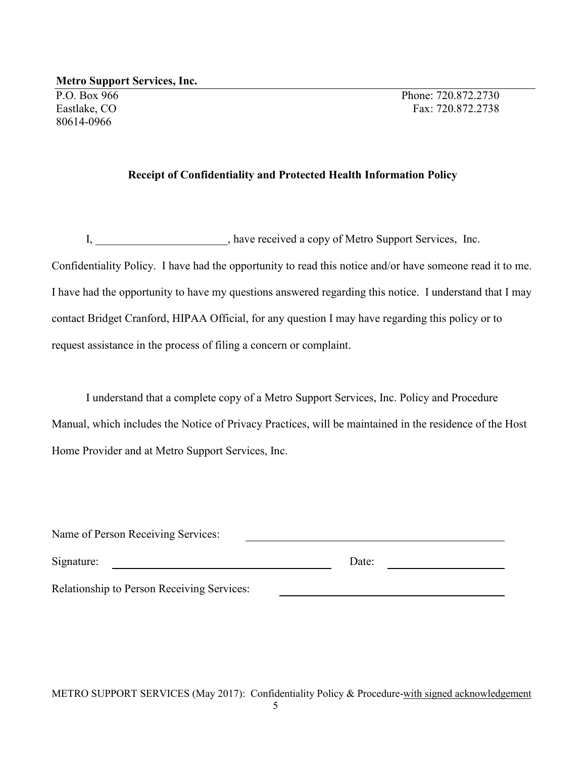**Metro Support Services, Inc.**

P.O. Box 966
Eastlake, CO
80614-0966

Phone: 720.872.2730
Fax: 720.872.2738

**Receipt of Confidentiality and Protected Health Information Policy**

I, _______________________, have received a copy of Metro Support Services, Inc. Confidentiality Policy. I have had the opportunity to read this notice and/or have someone read it to me. I have had the opportunity to have my questions answered regarding this notice. I understand that I may contact Bridget Cranford, HIPAA Official, for any question I may have regarding this policy or to request assistance in the process of filing a concern or complaint.

I understand that a complete copy of a Metro Support Services, Inc. Policy and Procedure Manual, which includes the Notice of Privacy Practices, will be maintained in the residence of the Host Home Provider and at Metro Support Services, Inc.

Name of Person Receiving Services: ______________________________________

Signature: ____________________________________ Date: ____________________

Relationship to Person Receiving Services: ______________________________________